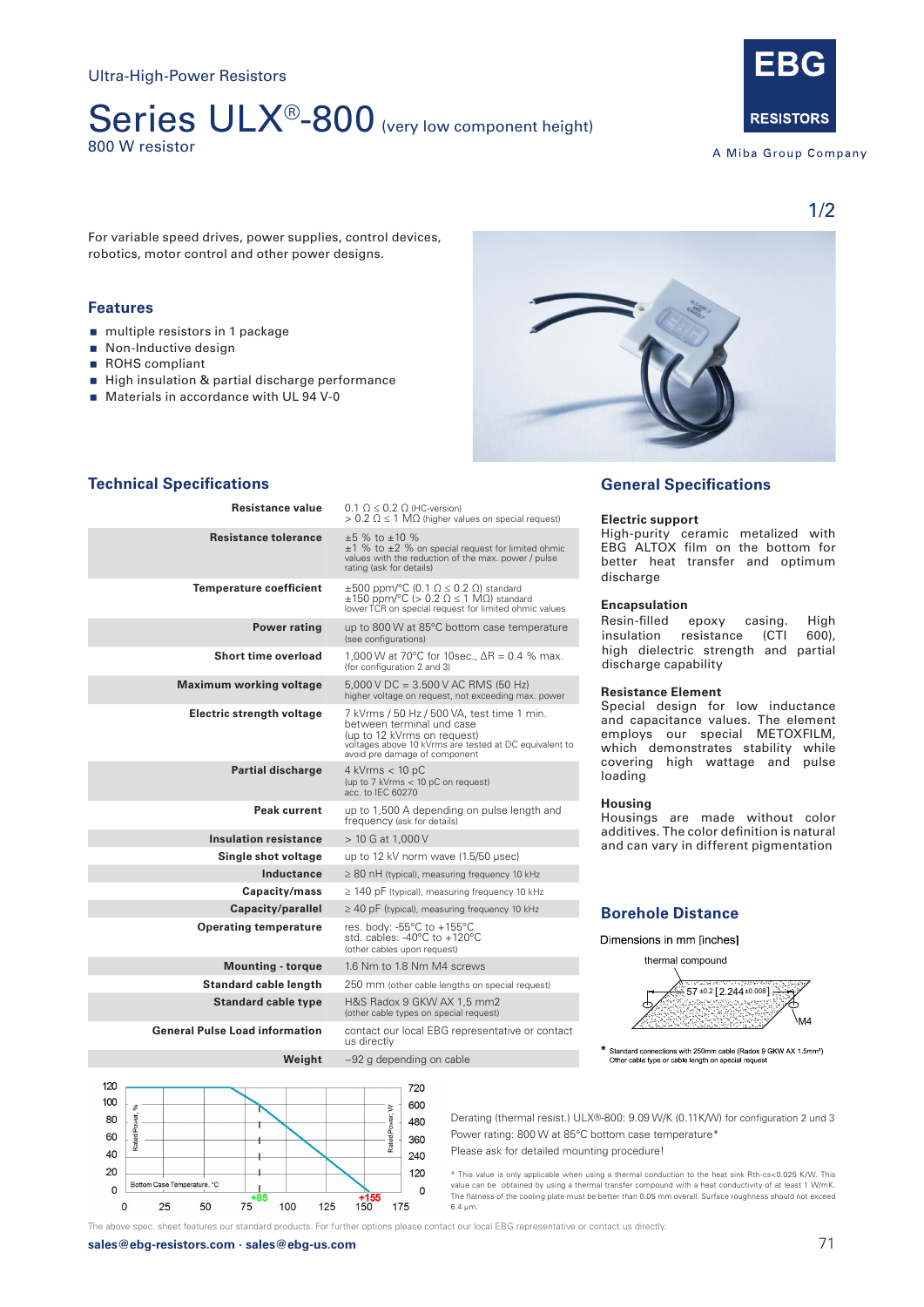Ultra-High-Power Resistors

# Series ULX®-800 (very low component height)

800 W resistor

EBG RESISTORS

A Miba Group Company

1/2

For variable speed drives, power supplies, control devices, robotics, motor control and other power designs.

## Features

- multiple resistors in 1 package
- Non-Inductive design
- ROHS compliant
- High insulation & partial discharge performance
- Materials in accordance with UL 94 V-0

## Technical Specifications

| | |
|---|---|
| **Resistance value** | 0.1 Ω ≤ 0.2 Ω (HC-version)<br>> 0.2 Ω ≤ 1 MΩ (higher values on special request) |
| **Resistance tolerance** | ±5 % to ±10 %<br>±1 % to ±2 % on special request for limited ohmic values with the reduction of the max. power / pulse rating (ask for details) |
| **Temperature coefficient** | ±500 ppm/°C (0.1 Ω ≤ 0.2 Ω) standard<br>±150 ppm/°C (> 0.2 Ω ≤ 1 MΩ) standard<br>lower TCR on special request for limited ohmic values |
| **Power rating** | up to 800 W at 85°C bottom case temperature (see configurations) |
| **Short time overload** | 1,000 W at 70°C for 10sec., ΔR = 0.4 % max. (for configuration 2 and 3) |
| **Maximum working voltage** | 5,000 V DC = 3.500 V AC RMS (50 Hz)<br>higher voltage on request, not exceeding max. power |
| **Electric strength voltage** | 7 kVrms / 50 Hz / 500 VA, test time 1 min. between terminal und case<br>(up to 12 kVrms on request)<br>voltages above 10 kVrms are tested at DC equivalent to avoid pre damage of component |
| **Partial discharge** | 4 kVrms < 10 pC<br>(up to 7 kVrms < 10 pC on request)<br>acc. to IEC 60270 |
| **Peak current** | up to 1,500 A depending on pulse length and frequency (ask for details) |
| **Insulation resistance** | > 10 G at 1,000 V |
| **Single shot voltage** | up to 12 kV norm wave (1.5/50 µsec) |
| **Inductance** | ≥ 80 nH (typical), measuring frequency 10 kHz |
| **Capacity/mass** | ≥ 140 pF (typical), measuring frequency 10 kHz |
| **Capacity/parallel** | ≥ 40 pF (typical), measuring frequency 10 kHz |
| **Operating temperature** | res. body: -55°C to +155°C<br>std. cables: -40°C to +120°C<br>(other cables upon request) |
| **Mounting - torque** | 1.6 Nm to 1.8 Nm M4 screws |
| **Standard cable length** | 250 mm (other cable lengths on special request) |
| **Standard cable type** | H&S Radox 9 GKW AX 1,5 mm2<br>(other cable types on special request) |
| **General Pulse Load information** | contact our local EBG representative or contact us directly |
| **Weight** | ~92 g depending on cable |

## General Specifications

### Electric support
High-purity ceramic metalized with EBG ALTOX film on the bottom for better heat transfer and optimum discharge

### Encapsulation
Resin-filled epoxy casing. High insulation resistance (CTI 600), high dielectric strength and partial discharge capability

### Resistance Element
Special design for low inductance and capacitance values. The element employs our special METOXFILM, which demonstrates stability while covering high wattage and pulse loading

### Housing
Housings are made without color additives. The color definition is natural and can vary in different pigmentation

## Borehole Distance

Dimensions in mm [inches]

thermal compound

57 ±0.2 [2.244 ±0.008]

M4

* Standard connections with 250mm cable (Radox 9 GKW AX 1.5mm²)
Other cable type or cable length on special request

Rated Power, % (0–120) / Rated Power, W (0–720) vs. Bottom Case Temperature, °C (0–175); +85, +155

Derating (thermal resist.) ULX®-800: 9.09 W/K (0.11K/W) for configuration 2 und 3

Power rating: 800 W at 85°C bottom case temperature*

Please ask for detailed mounting procedure!

* This value is only applicable when using a thermal conduction to the heat sink Rth-cs<0.025 K/W. This value can be obtained by using a thermal transfer compound with a heat conductivity of at least 1 W/mK. The flatness of the cooling plate must be better than 0.05 mm overall. Surface roughness should not exceed 6.4 µm.

The above spec. sheet features our standard products. For further options please contact our local EBG representative or contact us directly.

sales@ebg-resistors.com · sales@ebg-us.com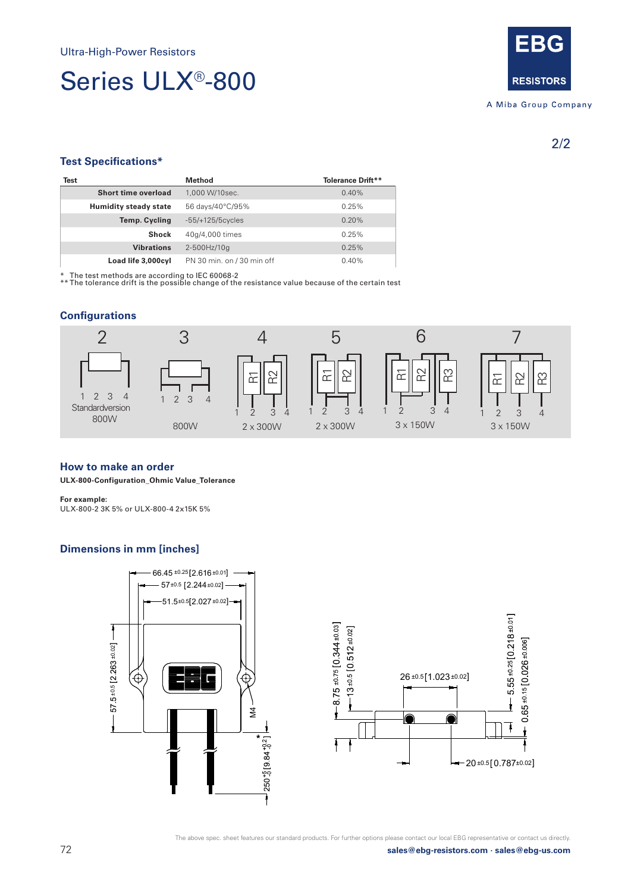Ultra-High-Power Resistors

# Series ULX®-800

EBG RESISTORS

A Miba Group Company

## Test Specifications*

| Test | Method | Tolerance Drift** |
|---|---|---|
| **Short time overload** | 1,000 W/10sec. | 0.40% |
| **Humidity steady state** | 56 days/40°C/95% | 0.25% |
| **Temp. Cycling** | -55/+125/5cycles | 0.20% |
| **Shock** | 40g/4,000 times | 0.25% |
| **Vibrations** | 2-500Hz/10g | 0.25% |
| **Load life 3,000cyl** | PN 30 min. on / 30 min off | 0.40% |

\* The test methods are according to IEC 60068-2
** The tolerance drift is the possible change of the resistance value because of the certain test

## Configurations

2
1 2 3 4
Standardversion
800W

3
1 2 3 4
800W

4
R1 R2
1 2 3 4
2 x 300W

5
R1 R2
1 2 3 4
2 x 300W

6
R1 R2 R3
1 2 3 4
3 x 150W

7
R1 R2 R3
1 2 3 4
3 x 150W

## How to make an order

**ULX-800-Configuration_Ohmic Value_Tolerance**

**For example:**
ULX-800-2 3K 5% or ULX-800-4 2x15K 5%

## Dimensions in mm [inches]

66.45 ±0.25 [2.616 ±0.01]
57 ±0.5 [2.244 ±0.02]
51.5 ±0.5 [2.027 ±0.02]
57.5 ±0.5 [2.263 ±0.02]
M4
250 +5/-0 [9.84 +0.2/-0] *

8.75 ±0.75 [0.344 ±0.03]
13 ±0.5 [0.512 ±0.02]
26 ±0.5 [1.023 ±0.02]
5.55 ±0.25 [0.218 ±0.01]
0.65 ±0.15 [0.026 ±0.006]
20 ±0.5 [0.787 ±0.02]

The above spec. sheet features our standard products. For further options please contact our local EBG representative or contact us directly.

**sales@ebg-resistors.com · sales@ebg-us.com**